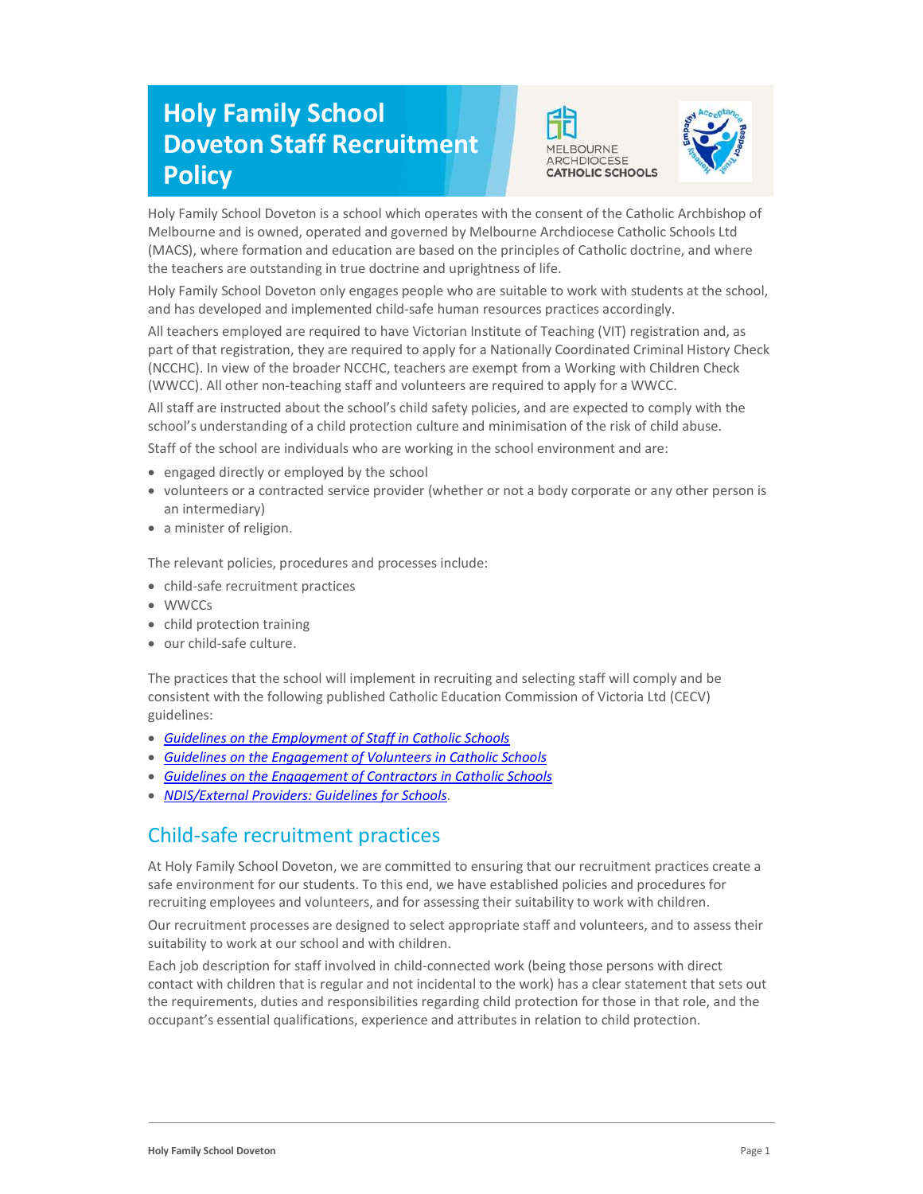# Holy Family School Doveton Staff Recruitment Policy

Holy Family School Doveton is a school which operates with the consent of the Catholic Archbishop of Melbourne and is owned, operated and governed by Melbourne Archdiocese Catholic Schools Ltd (MACS), where formation and education are based on the principles of Catholic doctrine, and where the teachers are outstanding in true doctrine and uprightness of life.

Holy Family School Doveton only engages people who are suitable to work with students at the school, and has developed and implemented child-safe human resources practices accordingly.

All teachers employed are required to have Victorian Institute of Teaching (VIT) registration and, as part of that registration, they are required to apply for a Nationally Coordinated Criminal History Check (NCCHC). In view of the broader NCCHC, teachers are exempt from a Working with Children Check (WWCC). All other non-teaching staff and volunteers are required to apply for a WWCC.

All staff are instructed about the school's child safety policies, and are expected to comply with the school's understanding of a child protection culture and minimisation of the risk of child abuse.

Staff of the school are individuals who are working in the school environment and are:

- engaged directly or employed by the school
- volunteers or a contracted service provider (whether or not a body corporate or any other person is an intermediary)
- a minister of religion.

The relevant policies, procedures and processes include:

- child-safe recruitment practices
- WWCCs
- child protection training
- our child-safe culture.

The practices that the school will implement in recruiting and selecting staff will comply and be consistent with the following published Catholic Education Commission of Victoria Ltd (CECV) guidelines:

- *Guidelines on the Employment of Staff in Catholic Schools*
- *Guidelines on the Engagement of Volunteers in Catholic Schools*
- *Guidelines on the Engagement of Contractors in Catholic Schools*
- *NDIS/External Providers: Guidelines for Schools*.

## Child-safe recruitment practices

At Holy Family School Doveton, we are committed to ensuring that our recruitment practices create a safe environment for our students. To this end, we have established policies and procedures for recruiting employees and volunteers, and for assessing their suitability to work with children.

Our recruitment processes are designed to select appropriate staff and volunteers, and to assess their suitability to work at our school and with children.

Each job description for staff involved in child-connected work (being those persons with direct contact with children that is regular and not incidental to the work) has a clear statement that sets out the requirements, duties and responsibilities regarding child protection for those in that role, and the occupant's essential qualifications, experience and attributes in relation to child protection.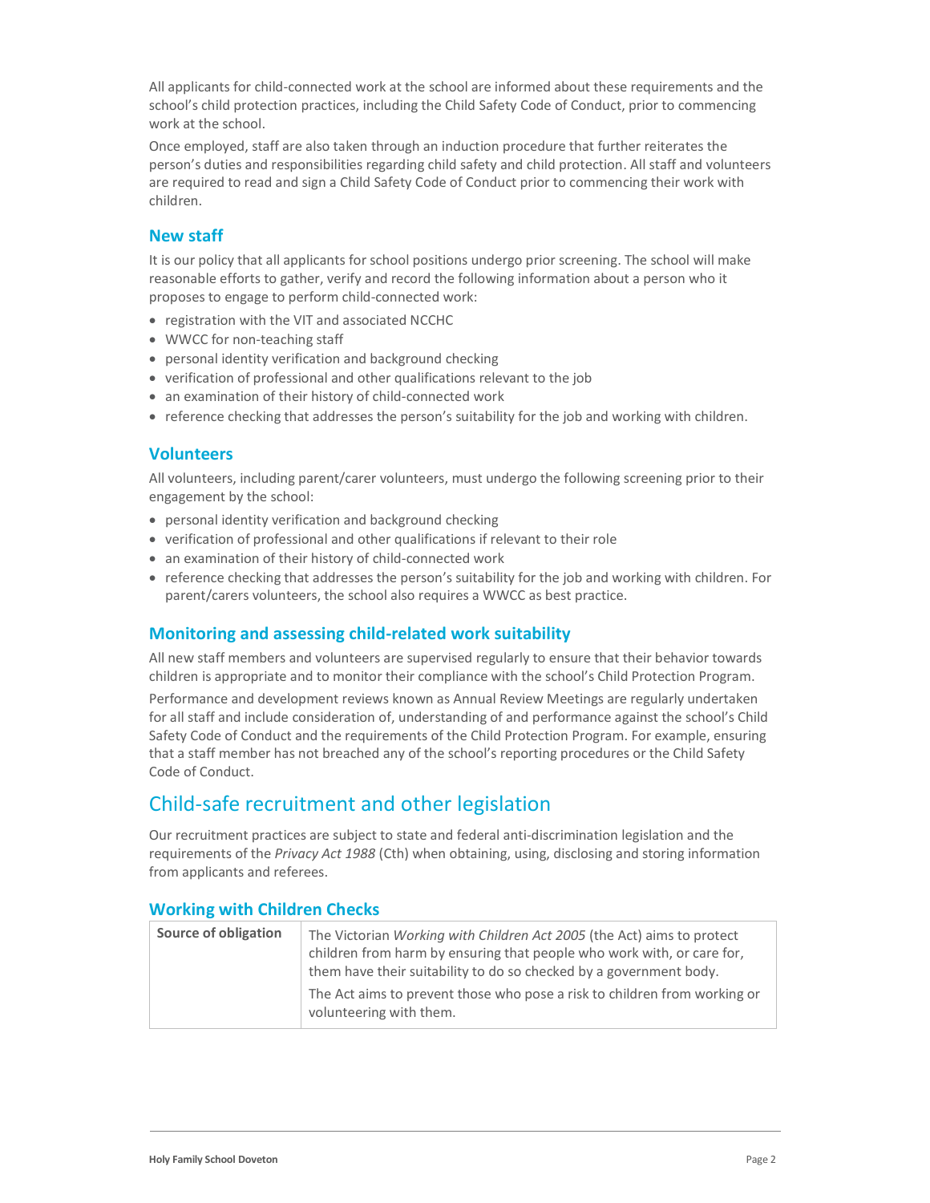All applicants for child-connected work at the school are informed about these requirements and the school's child protection practices, including the Child Safety Code of Conduct, prior to commencing work at the school.

Once employed, staff are also taken through an induction procedure that further reiterates the person's duties and responsibilities regarding child safety and child protection. All staff and volunteers are required to read and sign a Child Safety Code of Conduct prior to commencing their work with children.

### New staff

It is our policy that all applicants for school positions undergo prior screening. The school will make reasonable efforts to gather, verify and record the following information about a person who it proposes to engage to perform child-connected work:

- registration with the VIT and associated NCCHC
- WWCC for non-teaching staff
- personal identity verification and background checking
- verification of professional and other qualifications relevant to the job
- an examination of their history of child-connected work
- reference checking that addresses the person's suitability for the job and working with children.

### Volunteers

All volunteers, including parent/carer volunteers, must undergo the following screening prior to their engagement by the school:

- personal identity verification and background checking
- verification of professional and other qualifications if relevant to their role
- an examination of their history of child-connected work
- reference checking that addresses the person's suitability for the job and working with children. For parent/carers volunteers, the school also requires a WWCC as best practice.

### Monitoring and assessing child-related work suitability

All new staff members and volunteers are supervised regularly to ensure that their behavior towards children is appropriate and to monitor their compliance with the school's Child Protection Program.

Performance and development reviews known as Annual Review Meetings are regularly undertaken for all staff and include consideration of, understanding of and performance against the school's Child Safety Code of Conduct and the requirements of the Child Protection Program. For example, ensuring that a staff member has not breached any of the school's reporting procedures or the Child Safety Code of Conduct.

## Child-safe recruitment and other legislation

Our recruitment practices are subject to state and federal anti-discrimination legislation and the requirements of the *Privacy Act 1988* (Cth) when obtaining, using, disclosing and storing information from applicants and referees.

### Working with Children Checks

| **Source of obligation** | The Victorian *Working with Children Act 2005* (the Act) aims to protect children from harm by ensuring that people who work with, or care for, them have their suitability to do so checked by a government body.<br><br>The Act aims to prevent those who pose a risk to children from working or volunteering with them. |
|---|---|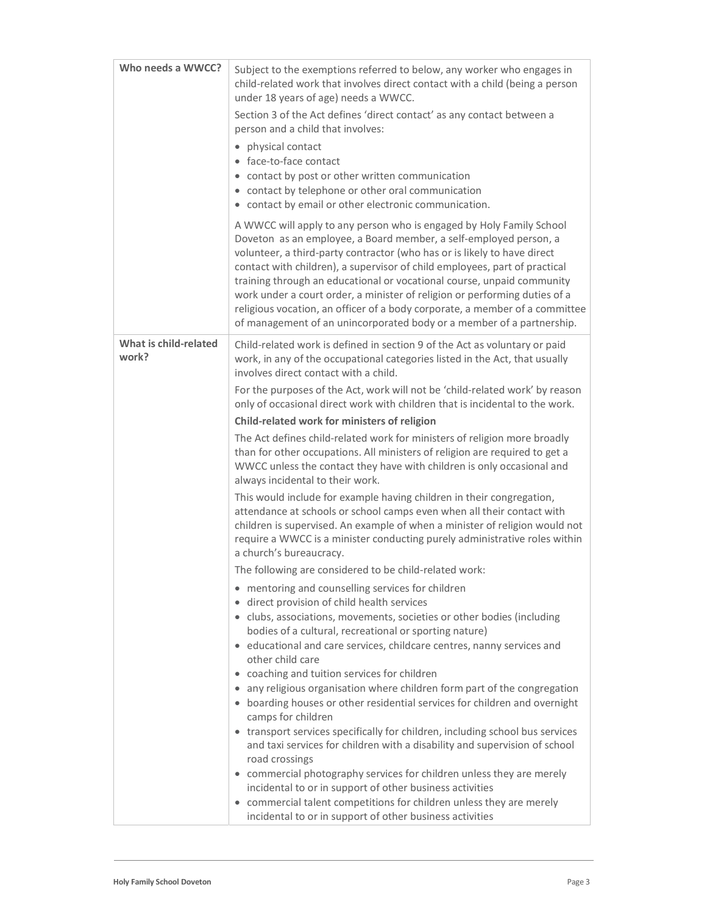| Who needs a WWCC? | Subject to the exemptions referred to below, any worker who engages in child-related work that involves direct contact with a child (being a person under 18 years of age) needs a WWCC.<br><br>Section 3 of the Act defines 'direct contact' as any contact between a person and a child that involves:<br><br>• physical contact<br>• face-to-face contact<br>• contact by post or other written communication<br>• contact by telephone or other oral communication<br>• contact by email or other electronic communication.<br><br>A WWCC will apply to any person who is engaged by Holy Family School Doveton as an employee, a Board member, a self-employed person, a volunteer, a third-party contractor (who has or is likely to have direct contact with children), a supervisor of child employees, part of practical training through an educational or vocational course, unpaid community work under a court order, a minister of religion or performing duties of a religious vocation, an officer of a body corporate, a member of a committee of management of an unincorporated body or a member of a partnership. |
|---|---|
| **What is child-related work?** | Child-related work is defined in section 9 of the Act as voluntary or paid work, in any of the occupational categories listed in the Act, that usually involves direct contact with a child.<br><br>For the purposes of the Act, work will not be 'child-related work' by reason only of occasional direct work with children that is incidental to the work.<br><br>**Child-related work for ministers of religion**<br><br>The Act defines child-related work for ministers of religion more broadly than for other occupations. All ministers of religion are required to get a WWCC unless the contact they have with children is only occasional and always incidental to their work.<br><br>This would include for example having children in their congregation, attendance at schools or school camps even when all their contact with children is supervised. An example of when a minister of religion would not require a WWCC is a minister conducting purely administrative roles within a church's bureaucracy.<br><br>The following are considered to be child-related work:<br><br>• mentoring and counselling services for children<br>• direct provision of child health services<br>• clubs, associations, movements, societies or other bodies (including bodies of a cultural, recreational or sporting nature)<br>• educational and care services, childcare centres, nanny services and other child care<br>• coaching and tuition services for children<br>• any religious organisation where children form part of the congregation<br>• boarding houses or other residential services for children and overnight camps for children<br>• transport services specifically for children, including school bus services and taxi services for children with a disability and supervision of school road crossings<br>• commercial photography services for children unless they are merely incidental to or in support of other business activities<br>• commercial talent competitions for children unless they are merely incidental to or in support of other business activities |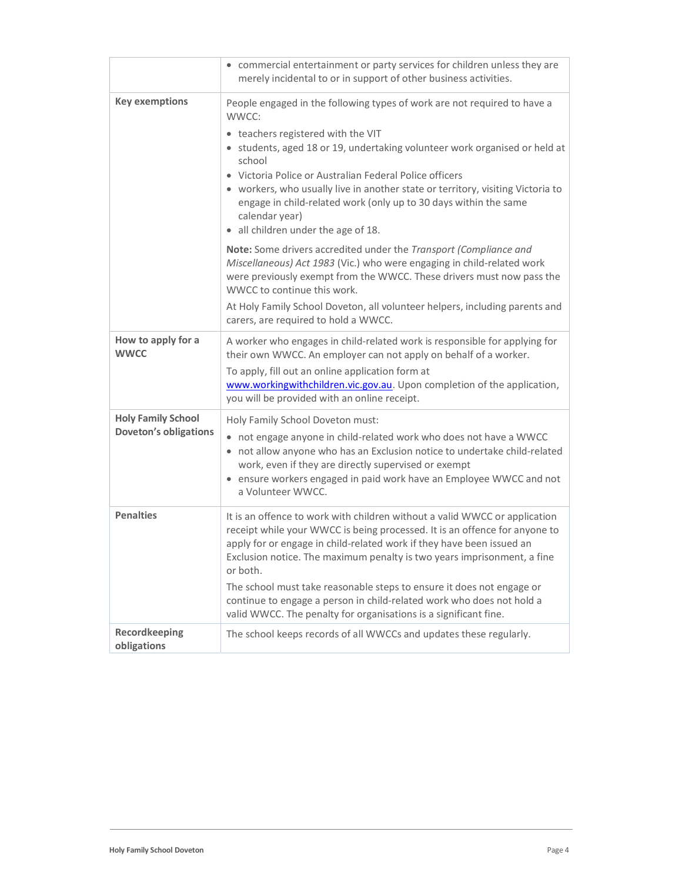| | |
|---|---|
| | • commercial entertainment or party services for children unless they are merely incidental to or in support of other business activities. |
| **Key exemptions** | People engaged in the following types of work are not required to have a WWCC:<br>• teachers registered with the VIT<br>• students, aged 18 or 19, undertaking volunteer work organised or held at school<br>• Victoria Police or Australian Federal Police officers<br>• workers, who usually live in another state or territory, visiting Victoria to engage in child-related work (only up to 30 days within the same calendar year)<br>• all children under the age of 18.<br>**Note:** Some drivers accredited under the *Transport (Compliance and Miscellaneous) Act 1983* (Vic.) who were engaging in child-related work were previously exempt from the WWCC. These drivers must now pass the WWCC to continue this work.<br>At Holy Family School Doveton, all volunteer helpers, including parents and carers, are required to hold a WWCC. |
| **How to apply for a WWCC** | A worker who engages in child-related work is responsible for applying for their own WWCC. An employer can not apply on behalf of a worker.<br>To apply, fill out an online application form at www.workingwithchildren.vic.gov.au. Upon completion of the application, you will be provided with an online receipt. |
| **Holy Family School Doveton's obligations** | Holy Family School Doveton must:<br>• not engage anyone in child-related work who does not have a WWCC<br>• not allow anyone who has an Exclusion notice to undertake child-related work, even if they are directly supervised or exempt<br>• ensure workers engaged in paid work have an Employee WWCC and not a Volunteer WWCC. |
| **Penalties** | It is an offence to work with children without a valid WWCC or application receipt while your WWCC is being processed. It is an offence for anyone to apply for or engage in child-related work if they have been issued an Exclusion notice. The maximum penalty is two years imprisonment, a fine or both.<br>The school must take reasonable steps to ensure it does not engage or continue to engage a person in child-related work who does not hold a valid WWCC. The penalty for organisations is a significant fine. |
| **Recordkeeping obligations** | The school keeps records of all WWCCs and updates these regularly. |